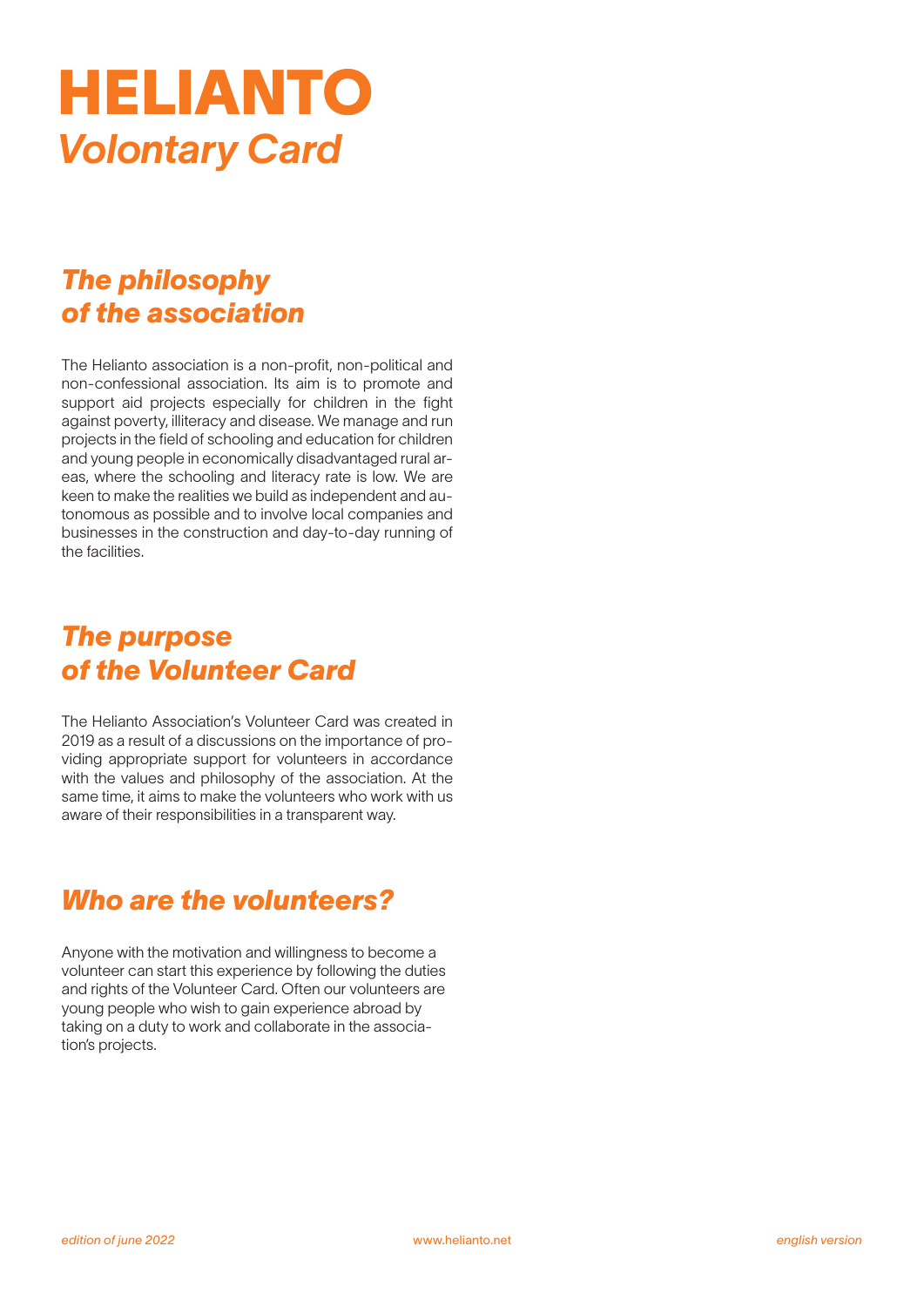# HELIANTO

## *Volontary Card*

## *The philosophy of the association*

The Helianto association is a non-profit, non-political and non-confessional association. Its aim is to promote and support aid projects especially for children in the fight against poverty, illiteracy and disease. We manage and run projects in the field of schooling and education for children and young people in economically disadvantaged rural areas, where the schooling and literacy rate is low. We are keen to make the realities we build as independent and autonomous as possible and to involve local companies and businesses in the construction and day-to-day running of the facilities.

## *The purpose of the Volunteer Card*

The Helianto Association's Volunteer Card was created in 2019 as a result of a discussions on the importance of providing appropriate support for volunteers in accordance with the values and philosophy of the association. At the same time, it aims to make the volunteers who work with us aware of their responsibilities in a transparent way.

## *Who are the volunteers?*

Anyone with the motivation and willingness to become a volunteer can start this experience by following the duties and rights of the Volunteer Card. Often our volunteers are young people who wish to gain experience abroad by taking on a duty to work and collaborate in the association's projects.

*edition of june 2022* www.helianto.net *english version*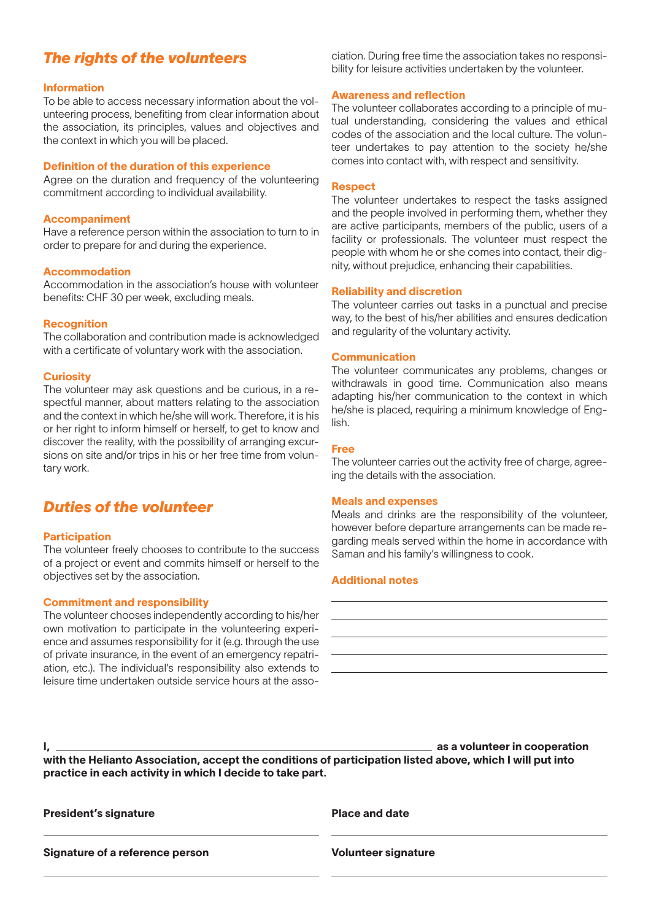## *The rights of the volunteers*

### Information

To be able to access necessary information about the volunteering process, benefiting from clear information about the association, its principles, values and objectives and the context in which you will be placed.

### Definition of the duration of this experience

Agree on the duration and frequency of the volunteering commitment according to individual availability.

### Accompaniment

Have a reference person within the association to turn to in order to prepare for and during the experience.

### Accommodation

Accommodation in the association's house with volunteer benefits: CHF 30 per week, excluding meals.

### Recognition

The collaboration and contribution made is acknowledged with a certificate of voluntary work with the association.

### Curiosity

The volunteer may ask questions and be curious, in a respectful manner, about matters relating to the association and the context in which he/she will work. Therefore, it is his or her right to inform himself or herself, to get to know and discover the reality, with the possibility of arranging excursions on site and/or trips in his or her free time from voluntary work.

## *Duties of the volunteer*

### Participation

The volunteer freely chooses to contribute to the success of a project or event and commits himself or herself to the objectives set by the association.

### Commitment and responsibility

The volunteer chooses independently according to his/her own motivation to participate in the volunteering experience and assumes responsibility for it (e.g. through the use of private insurance, in the event of an emergency repatriation, etc.). The individual's responsibility also extends to leisure time undertaken outside service hours at the association. During free time the association takes no responsibility for leisure activities undertaken by the volunteer.

### Awareness and reflection

The volunteer collaborates according to a principle of mutual understanding, considering the values and ethical codes of the association and the local culture. The volunteer undertakes to pay attention to the society he/she comes into contact with, with respect and sensitivity.

### Respect

The volunteer undertakes to respect the tasks assigned and the people involved in performing them, whether they are active participants, members of the public, users of a facility or professionals. The volunteer must respect the people with whom he or she comes into contact, their dignity, without prejudice, enhancing their capabilities.

### Reliability and discretion

The volunteer carries out tasks in a punctual and precise way, to the best of his/her abilities and ensures dedication and regularity of the voluntary activity.

### Communication

The volunteer communicates any problems, changes or withdrawals in good time. Communication also means adapting his/her communication to the context in which he/she is placed, requiring a minimum knowledge of English.

### Free

The volunteer carries out the activity free of charge, agreeing the details with the association.

### Meals and expenses

Meals and drinks are the responsibility of the volunteer, however before departure arrangements can be made regarding meals served within the home in accordance with Saman and his family's willingness to cook.

### Additional notes

\_\_\_\_\_\_\_\_\_\_\_\_\_\_\_\_\_\_\_\_\_\_\_\_\_\_\_\_\_\_\_\_\_\_\_\_\_\_\_\_

\_\_\_\_\_\_\_\_\_\_\_\_\_\_\_\_\_\_\_\_\_\_\_\_\_\_\_\_\_\_\_\_\_\_\_\_\_\_\_\_

\_\_\_\_\_\_\_\_\_\_\_\_\_\_\_\_\_\_\_\_\_\_\_\_\_\_\_\_\_\_\_\_\_\_\_\_\_\_\_\_

\_\_\_\_\_\_\_\_\_\_\_\_\_\_\_\_\_\_\_\_\_\_\_\_\_\_\_\_\_\_\_\_\_\_\_\_\_\_\_\_

\_\_\_\_\_\_\_\_\_\_\_\_\_\_\_\_\_\_\_\_\_\_\_\_\_\_\_\_\_\_\_\_\_\_\_\_\_\_\_\_

**I, \_\_\_\_\_\_\_\_\_\_\_\_\_\_\_\_\_\_\_\_\_\_\_\_\_\_\_\_\_\_\_\_\_\_\_\_\_\_\_\_ as a volunteer in cooperation with the Helianto Association, accept the conditions of participation listed above, which I will put into practice in each activity in which I decide to take part.**

**President's signature**

\_\_\_\_\_\_\_\_\_\_\_\_\_\_\_\_\_\_\_\_\_\_\_\_\_\_\_\_\_\_\_\_\_\_\_\_\_\_\_\_

**Place and date**

\_\_\_\_\_\_\_\_\_\_\_\_\_\_\_\_\_\_\_\_\_\_\_\_\_\_\_\_\_\_\_\_\_\_\_\_\_\_\_\_

**Signature of a reference person**

\_\_\_\_\_\_\_\_\_\_\_\_\_\_\_\_\_\_\_\_\_\_\_\_\_\_\_\_\_\_\_\_\_\_\_\_\_\_\_\_

**Volunteer signature**

\_\_\_\_\_\_\_\_\_\_\_\_\_\_\_\_\_\_\_\_\_\_\_\_\_\_\_\_\_\_\_\_\_\_\_\_\_\_\_\_